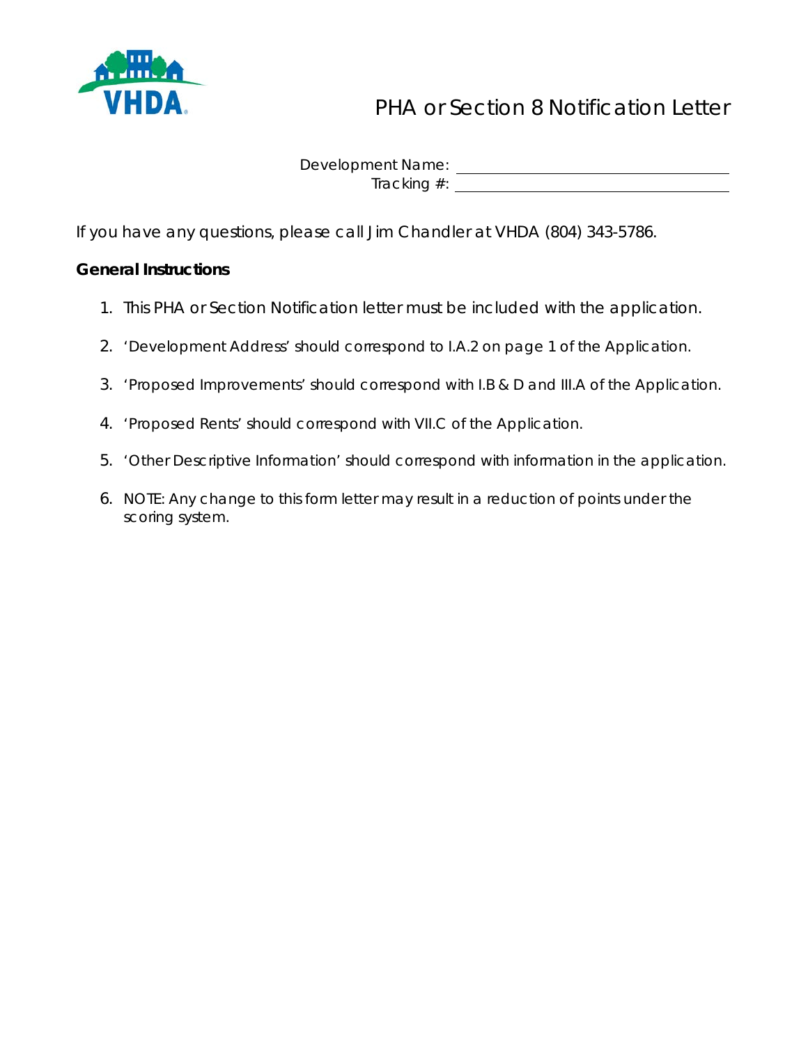# PHA or Section 8 Notification Letter

Development Name: ______________________________

Tracking #: ______________________________

If you have any questions, please call Jim Chandler at VHDA (804) 343-5786.

**General Instructions**

1. This PHA or Section Notification letter must be included with the application.
2. 'Development Address' should correspond to I.A.2 on page 1 of the Application.
3. 'Proposed Improvements' should correspond with I.B & D and III.A of the Application.
4. 'Proposed Rents' should correspond with VII.C of the Application.
5. 'Other Descriptive Information' should correspond with information in the application.
6. NOTE: Any change to this form letter may result in a reduction of points under the scoring system.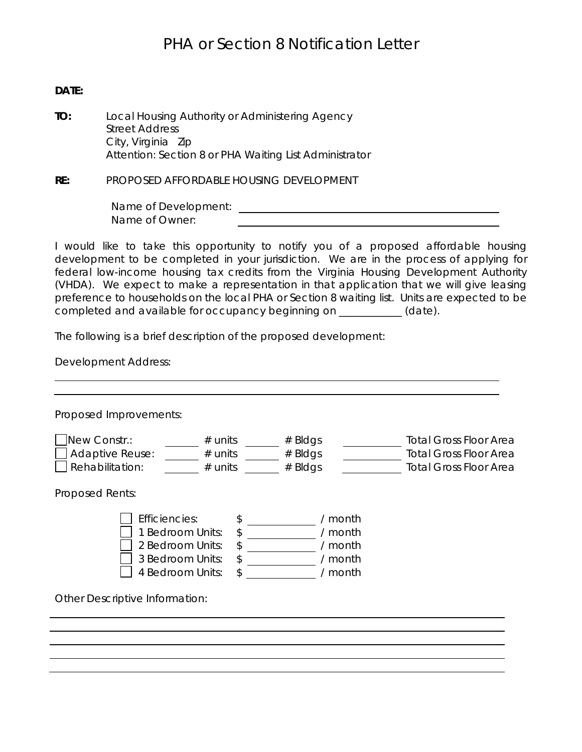# PHA or Section 8 Notification Letter

**DATE:**

**TO:** Local Housing Authority or Administering Agency
Street Address
City, Virginia Zip
Attention: Section 8 or PHA Waiting List Administrator

**RE:** PROPOSED AFFORDABLE HOUSING DEVELOPMENT

Name of Development: ______________________________
Name of Owner: ______________________________

I would like to take this opportunity to notify you of a proposed affordable housing development to be completed in your jurisdiction. We are in the process of applying for federal low-income housing tax credits from the Virginia Housing Development Authority (VHDA). We expect to make a representation in that application that we will give leasing preference to households on the local PHA or Section 8 waiting list. Units are expected to be completed and available for occupancy beginning on ___________ (date).

The following is a brief description of the proposed development:

Development Address:

______________________________________________________________

______________________________________________________________

Proposed Improvements:

- ☐ New Constr.: ______ # units ______ # Bldgs __________ Total Gross Floor Area
- ☐ Adaptive Reuse: ______ # units ______ # Bldgs __________ Total Gross Floor Area
- ☐ Rehabilitation: ______ # units ______ # Bldgs __________ Total Gross Floor Area

Proposed Rents:

- ☐ Efficiencies: $ __________ / month
- ☐ 1 Bedroom Units: $ __________ / month
- ☐ 2 Bedroom Units: $ __________ / month
- ☐ 3 Bedroom Units: $ __________ / month
- ☐ 4 Bedroom Units: $ __________ / month

Other Descriptive Information:

______________________________________________________________

______________________________________________________________

______________________________________________________________

______________________________________________________________

______________________________________________________________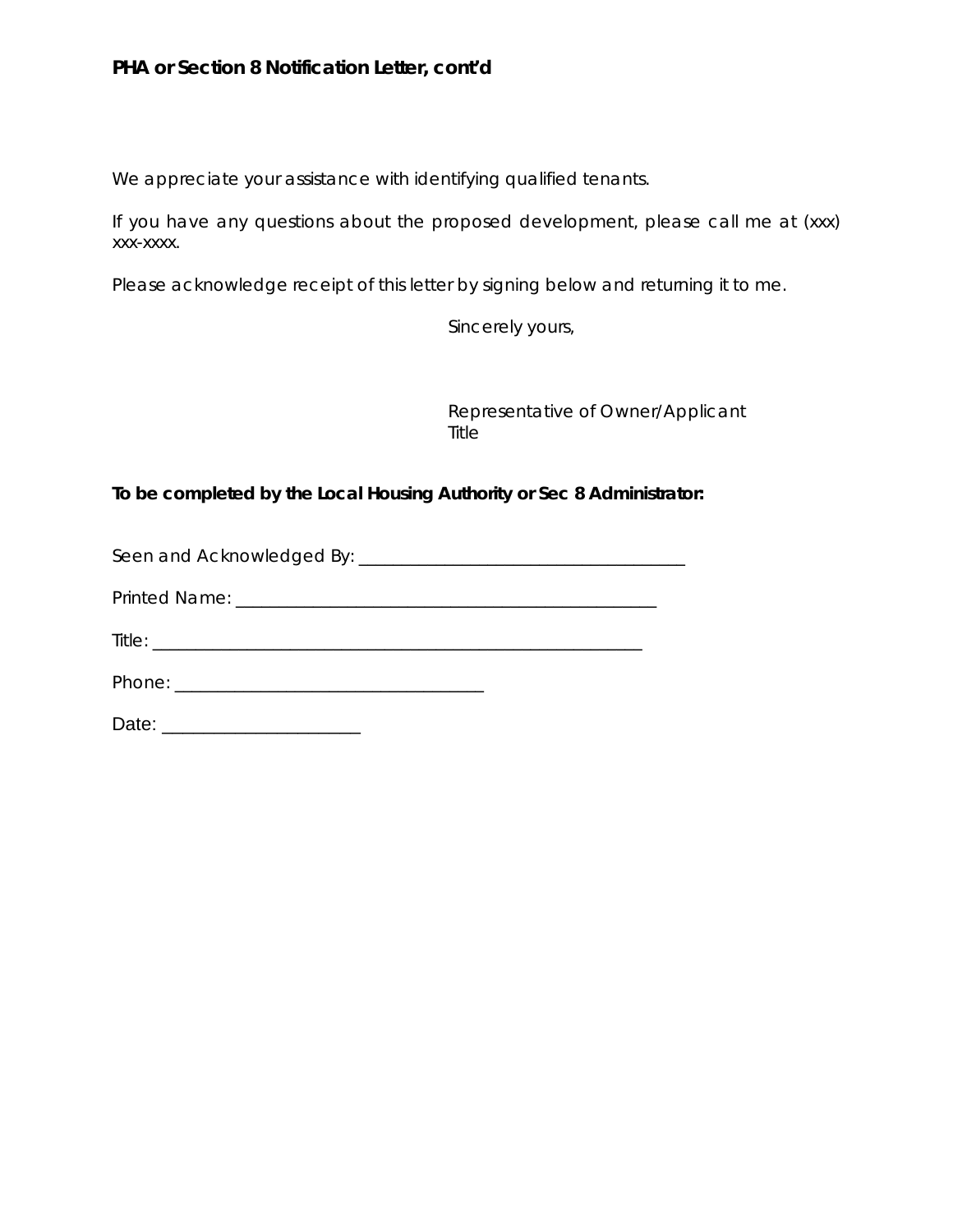**PHA or Section 8 Notification Letter, cont'd**

We appreciate your assistance with identifying qualified tenants.

If you have any questions about the proposed development, please call me at (xxx) xxx-xxxx.

Please acknowledge receipt of this letter by signing below and returning it to me.

Sincerely yours,

Representative of Owner/Applicant
Title

**To be completed by the Local Housing Authority or Sec 8 Administrator:**

Seen and Acknowledged By: ____________________________________

Printed Name: _______________________________________________

Title: ______________________________________________________

Phone: __________________________________

Date: ______________________